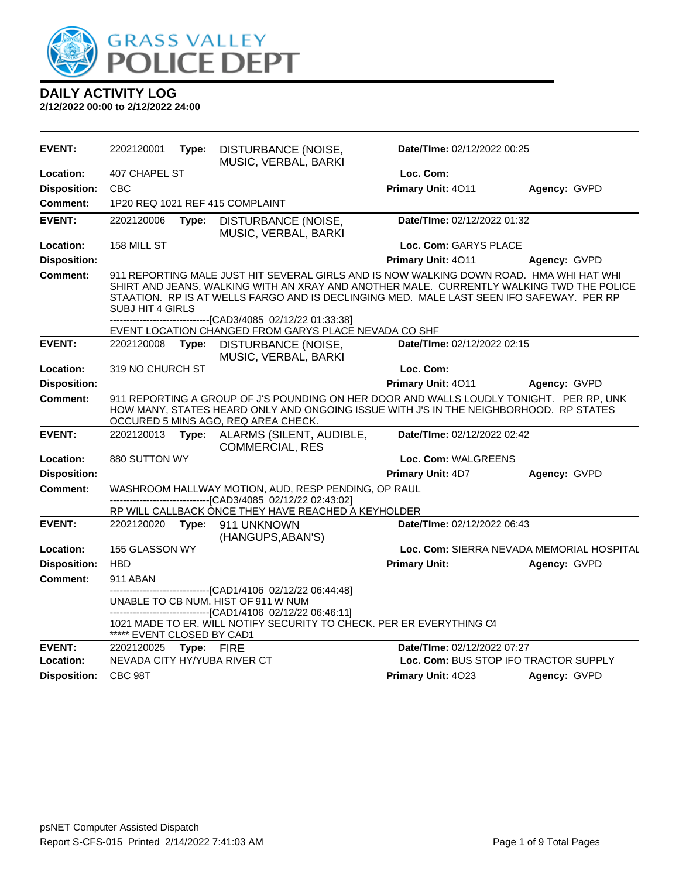GRASS VALLEY POLICE DEPT

## DAILY ACTIVITY LOG

**2/12/2022 00:00 to 2/12/2022 24:00**

| | | | | |
|---|---|---|---|---|
| **EVENT:** | 2202120001 **Type:** DISTURBANCE (NOISE, MUSIC, VERBAL, BARKI | **Date/TIme:** 02/12/2022 00:25 | | |
| **Location:** | 407 CHAPEL ST | **Loc. Com:** | | |
| **Disposition:** | CBC | **Primary Unit:** 4O11 | **Agency:** GVPD | |
| **Comment:** | 1P20 REQ 1021 REF 415 COMPLAINT | | | |

| | | | | |
|---|---|---|---|---|
| **EVENT:** | 2202120006 **Type:** DISTURBANCE (NOISE, MUSIC, VERBAL, BARKI | **Date/TIme:** 02/12/2022 01:32 | | |
| **Location:** | 158 MILL ST | **Loc. Com:** GARYS PLACE | | |
| **Disposition:** | | **Primary Unit:** 4O11 | **Agency:** GVPD | |
| **Comment:** | 911 REPORTING MALE JUST HIT SEVERAL GIRLS AND IS NOW WALKING DOWN ROAD. HMA WHI HAT WHI SHIRT AND JEANS, WALKING WITH AN XRAY AND ANOTHER MALE. CURRENTLY WALKING TWD THE POLICE STAATION. RP IS AT WELLS FARGO AND IS DECLINGING MED. MALE LAST SEEN IFO SAFEWAY. PER RP SUBJ HIT 4 GIRLS<br>------------------------------[CAD3/4085 02/12/22 01:33:38]<br>EVENT LOCATION CHANGED FROM GARYS PLACE NEVADA CO SHF | | | |

| | | | | |
|---|---|---|---|---|
| **EVENT:** | 2202120008 **Type:** DISTURBANCE (NOISE, MUSIC, VERBAL, BARKI | **Date/TIme:** 02/12/2022 02:15 | | |
| **Location:** | 319 NO CHURCH ST | **Loc. Com:** | | |
| **Disposition:** | | **Primary Unit:** 4O11 | **Agency:** GVPD | |
| **Comment:** | 911 REPORTING A GROUP OF J'S POUNDING ON HER DOOR AND WALLS LOUDLY TONIGHT. PER RP, UNK HOW MANY, STATES HEARD ONLY AND ONGOING ISSUE WITH J'S IN THE NEIGHBORHOOD. RP STATES OCCURED 5 MINS AGO, REQ AREA CHECK. | | | |

| | | | | |
|---|---|---|---|---|
| **EVENT:** | 2202120013 **Type:** ALARMS (SILENT, AUDIBLE, COMMERCIAL, RES | **Date/TIme:** 02/12/2022 02:42 | | |
| **Location:** | 880 SUTTON WY | **Loc. Com:** WALGREENS | | |
| **Disposition:** | | **Primary Unit:** 4D7 | **Agency:** GVPD | |
| **Comment:** | WASHROOM HALLWAY MOTION, AUD, RESP PENDING, OP RAUL<br>------------------------------[CAD3/4085 02/12/22 02:43:02]<br>RP WILL CALLBACK ONCE THEY HAVE REACHED A KEYHOLDER | | | |

| | | | | |
|---|---|---|---|---|
| **EVENT:** | 2202120020 **Type:** 911 UNKNOWN (HANGUPS,ABAN'S) | **Date/TIme:** 02/12/2022 06:43 | | |
| **Location:** | 155 GLASSON WY | **Loc. Com:** SIERRA NEVADA MEMORIAL HOSPITAL | | |
| **Disposition:** | HBD | **Primary Unit:** | **Agency:** GVPD | |
| **Comment:** | 911 ABAN<br>------------------------------[CAD1/4106 02/12/22 06:44:48]<br>UNABLE TO CB NUM. HIST OF 911 W NUM<br>------------------------------[CAD1/4106 02/12/22 06:46:11]<br>1021 MADE TO ER. WILL NOTIFY SECURITY TO CHECK. PER ER EVERYTHING C4<br>***** EVENT CLOSED BY CAD1 | | | |

| | | | | |
|---|---|---|---|---|
| **EVENT:** | 2202120025 **Type:** FIRE | **Date/TIme:** 02/12/2022 07:27 | | |
| **Location:** | NEVADA CITY HY/YUBA RIVER CT | **Loc. Com:** BUS STOP IFO TRACTOR SUPPLY | | |
| **Disposition:** | CBC 98T | **Primary Unit:** 4O23 | **Agency:** GVPD | |

psNET Computer Assisted Dispatch
Report S-CFS-015 Printed 2/14/2022 7:41:03 AM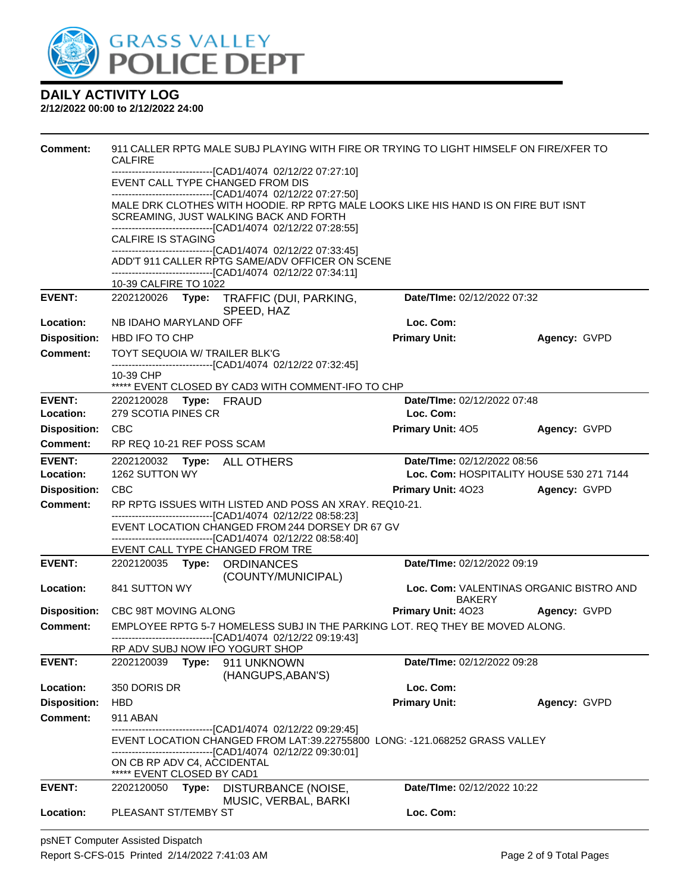# DAILY ACTIVITY LOG

**2/12/2022 00:00 to 2/12/2022 24:00**

**Comment:** 911 CALLER RPTG MALE SUBJ PLAYING WITH FIRE OR TRYING TO LIGHT HIMSELF ON FIRE/XFER TO CALFIRE
------------------------------[CAD1/4074 02/12/22 07:27:10]
EVENT CALL TYPE CHANGED FROM DIS
------------------------------[CAD1/4074 02/12/22 07:27:50]
MALE DRK CLOTHES WITH HOODIE. RP RPTG MALE LOOKS LIKE HIS HAND IS ON FIRE BUT ISNT SCREAMING, JUST WALKING BACK AND FORTH
------------------------------[CAD1/4074 02/12/22 07:28:55]
CALFIRE IS STAGING
------------------------------[CAD1/4074 02/12/22 07:33:45]
ADD'T 911 CALLER RPTG SAME/ADV OFFICER ON SCENE
------------------------------[CAD1/4074 02/12/22 07:34:11]
10-39 CALFIRE TO 1022

---

**EVENT:** 2202120026 **Type:** TRAFFIC (DUI, PARKING, SPEED, HAZ | **Date/TIme:** 02/12/2022 07:32
**Location:** NB IDAHO MARYLAND OFF | **Loc. Com:**
**Disposition:** HBD IFO TO CHP | **Primary Unit:** | **Agency:** GVPD
**Comment:** TOYT SEQUOIA W/ TRAILER BLK'G
------------------------------[CAD1/4074 02/12/22 07:32:45]
10-39 CHP
***** EVENT CLOSED BY CAD3 WITH COMMENT-IFO TO CHP

---

**EVENT:** 2202120028 **Type:** FRAUD | **Date/TIme:** 02/12/2022 07:48
**Location:** 279 SCOTIA PINES CR | **Loc. Com:**
**Disposition:** CBC | **Primary Unit:** 4O5 | **Agency:** GVPD
**Comment:** RP REQ 10-21 REF POSS SCAM

---

**EVENT:** 2202120032 **Type:** ALL OTHERS | **Date/TIme:** 02/12/2022 08:56
**Location:** 1262 SUTTON WY | **Loc. Com:** HOSPITALITY HOUSE 530 271 7144
**Disposition:** CBC | **Primary Unit:** 4O23 | **Agency:** GVPD
**Comment:** RP RPTG ISSUES WITH LISTED AND POSS AN XRAY. REQ10-21.
------------------------------[CAD1/4074 02/12/22 08:58:23]
EVENT LOCATION CHANGED FROM 244 DORSEY DR 67 GV
------------------------------[CAD1/4074 02/12/22 08:58:40]
EVENT CALL TYPE CHANGED FROM TRE

---

**EVENT:** 2202120035 **Type:** ORDINANCES (COUNTY/MUNICIPAL) | **Date/TIme:** 02/12/2022 09:19
**Location:** 841 SUTTON WY | **Loc. Com:** VALENTINAS ORGANIC BISTRO AND BAKERY
**Disposition:** CBC 98T MOVING ALONG | **Primary Unit:** 4O23 | **Agency:** GVPD
**Comment:** EMPLOYEE RPTG 5-7 HOMELESS SUBJ IN THE PARKING LOT. REQ THEY BE MOVED ALONG.
------------------------------[CAD1/4074 02/12/22 09:19:43]
RP ADV SUBJ NOW IFO YOGURT SHOP

---

**EVENT:** 2202120039 **Type:** 911 UNKNOWN (HANGUPS,ABAN'S) | **Date/TIme:** 02/12/2022 09:28
**Location:** 350 DORIS DR | **Loc. Com:**
**Disposition:** HBD | **Primary Unit:** | **Agency:** GVPD
**Comment:** 911 ABAN
------------------------------[CAD1/4074 02/12/22 09:29:45]
EVENT LOCATION CHANGED FROM LAT:39.22755800 LONG: -121.068252 GRASS VALLEY
------------------------------[CAD1/4074 02/12/22 09:30:01]
ON CB RP ADV C4, ACCIDENTAL
***** EVENT CLOSED BY CAD1

---

**EVENT:** 2202120050 **Type:** DISTURBANCE (NOISE, MUSIC, VERBAL, BARKI | **Date/TIme:** 02/12/2022 10:22
**Location:** PLEASANT ST/TEMBY ST | **Loc. Com:**

psNET Computer Assisted Dispatch
Report S-CFS-015 Printed 2/14/2022 7:41:03 AM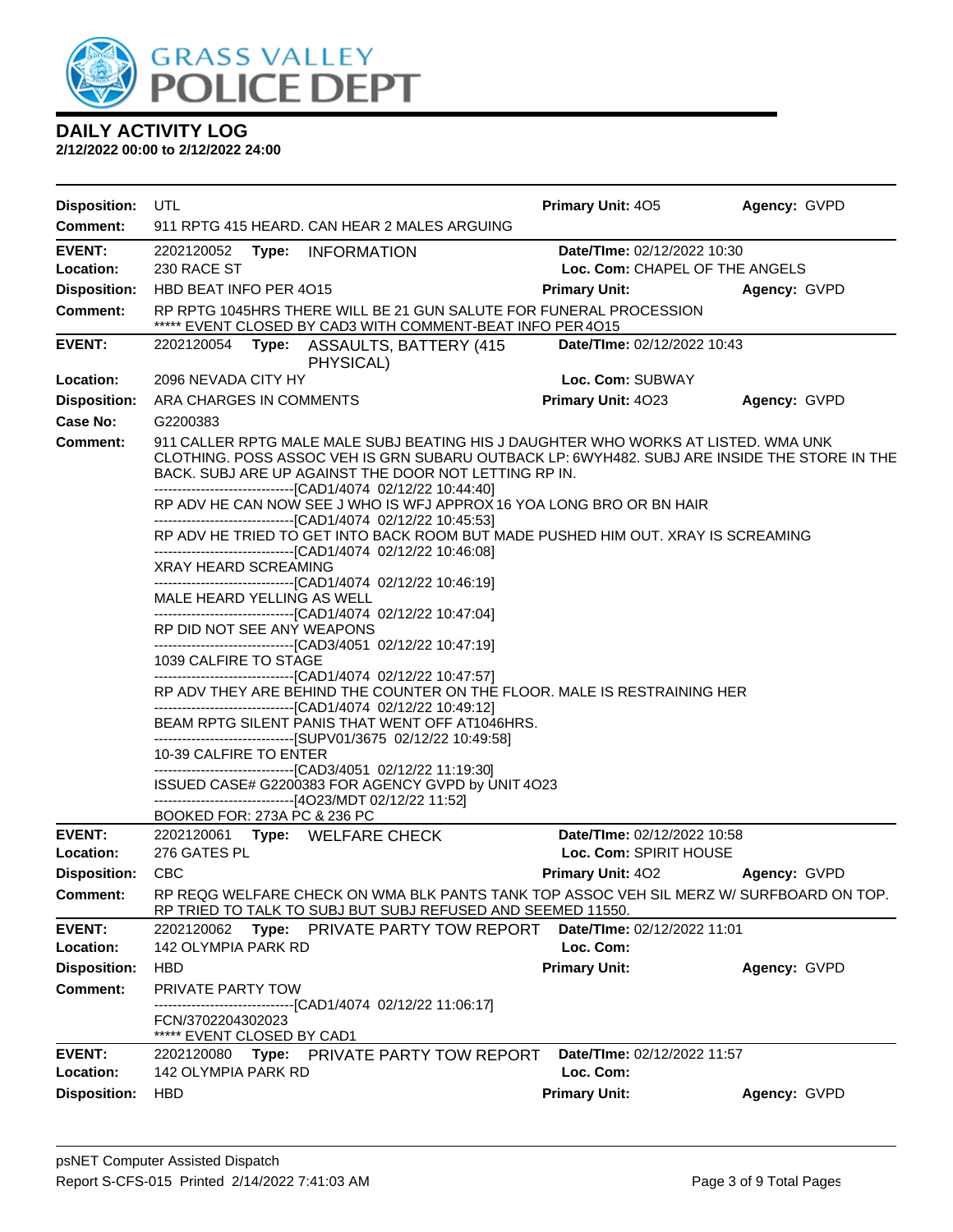# DAILY ACTIVITY LOG

**2/12/2022 00:00 to 2/12/2022 24:00**

**Disposition:** UTL | **Primary Unit:** 4O5 | **Agency:** GVPD

**Comment:** 911 RPTG 415 HEARD. CAN HEAR 2 MALES ARGUING

---

**EVENT:** 2202120052 **Type:** INFORMATION | **Date/TIme:** 02/12/2022 10:30

**Location:** 230 RACE ST | **Loc. Com:** CHAPEL OF THE ANGELS

**Disposition:** HBD BEAT INFO PER 4O15 | **Primary Unit:** | **Agency:** GVPD

**Comment:** RP RPTG 1045HRS THERE WILL BE 21 GUN SALUTE FOR FUNERAL PROCESSION
***** EVENT CLOSED BY CAD3 WITH COMMENT-BEAT INFO PER 4O15

---

**EVENT:** 2202120054 **Type:** ASSAULTS, BATTERY (415 PHYSICAL) | **Date/TIme:** 02/12/2022 10:43

**Location:** 2096 NEVADA CITY HY | **Loc. Com:** SUBWAY

**Disposition:** ARA CHARGES IN COMMENTS | **Primary Unit:** 4O23 | **Agency:** GVPD

**Case No:** G2200383

**Comment:** 911 CALLER RPTG MALE MALE SUBJ BEATING HIS J DAUGHTER WHO WORKS AT LISTED. WMA UNK CLOTHING. POSS ASSOC VEH IS GRN SUBARU OUTBACK LP: 6WYH482. SUBJ ARE INSIDE THE STORE IN THE BACK. SUBJ ARE UP AGAINST THE DOOR NOT LETTING RP IN.
------------------------------[CAD1/4074 02/12/22 10:44:40]
RP ADV HE CAN NOW SEE J WHO IS WFJ APPROX 16 YOA LONG BRO OR BN HAIR
------------------------------[CAD1/4074 02/12/22 10:45:53]
RP ADV HE TRIED TO GET INTO BACK ROOM BUT MADE PUSHED HIM OUT. XRAY IS SCREAMING
------------------------------[CAD1/4074 02/12/22 10:46:08]
XRAY HEARD SCREAMING
------------------------------[CAD1/4074 02/12/22 10:46:19]
MALE HEARD YELLING AS WELL
------------------------------[CAD1/4074 02/12/22 10:47:04]
RP DID NOT SEE ANY WEAPONS
------------------------------[CAD3/4051 02/12/22 10:47:19]
1039 CALFIRE TO STAGE
------------------------------[CAD1/4074 02/12/22 10:47:57]
RP ADV THEY ARE BEHIND THE COUNTER ON THE FLOOR. MALE IS RESTRAINING HER
------------------------------[CAD1/4074 02/12/22 10:49:12]
BEAM RPTG SILENT PANIS THAT WENT OFF AT1046HRS.
------------------------------[SUPV01/3675 02/12/22 10:49:58]
10-39 CALFIRE TO ENTER
------------------------------[CAD3/4051 02/12/22 11:19:30]
ISSUED CASE# G2200383 FOR AGENCY GVPD by UNIT 4O23
------------------------------[4O23/MDT 02/12/22 11:52]
BOOKED FOR: 273A PC & 236 PC

---

**EVENT:** 2202120061 **Type:** WELFARE CHECK | **Date/TIme:** 02/12/2022 10:58

**Location:** 276 GATES PL | **Loc. Com:** SPIRIT HOUSE

**Disposition:** CBC | **Primary Unit:** 4O2 | **Agency:** GVPD

**Comment:** RP REQG WELFARE CHECK ON WMA BLK PANTS TANK TOP ASSOC VEH SIL MERZ W/ SURFBOARD ON TOP. RP TRIED TO TALK TO SUBJ BUT SUBJ REFUSED AND SEEMED 11550.

---

**EVENT:** 2202120062 **Type:** PRIVATE PARTY TOW REPORT | **Date/TIme:** 02/12/2022 11:01

**Location:** 142 OLYMPIA PARK RD | **Loc. Com:**

**Disposition:** HBD | **Primary Unit:** | **Agency:** GVPD

**Comment:** PRIVATE PARTY TOW
------------------------------[CAD1/4074 02/12/22 11:06:17]
FCN/3702204302023
***** EVENT CLOSED BY CAD1

---

**EVENT:** 2202120080 **Type:** PRIVATE PARTY TOW REPORT | **Date/TIme:** 02/12/2022 11:57

**Location:** 142 OLYMPIA PARK RD | **Loc. Com:**

**Disposition:** HBD | **Primary Unit:** | **Agency:** GVPD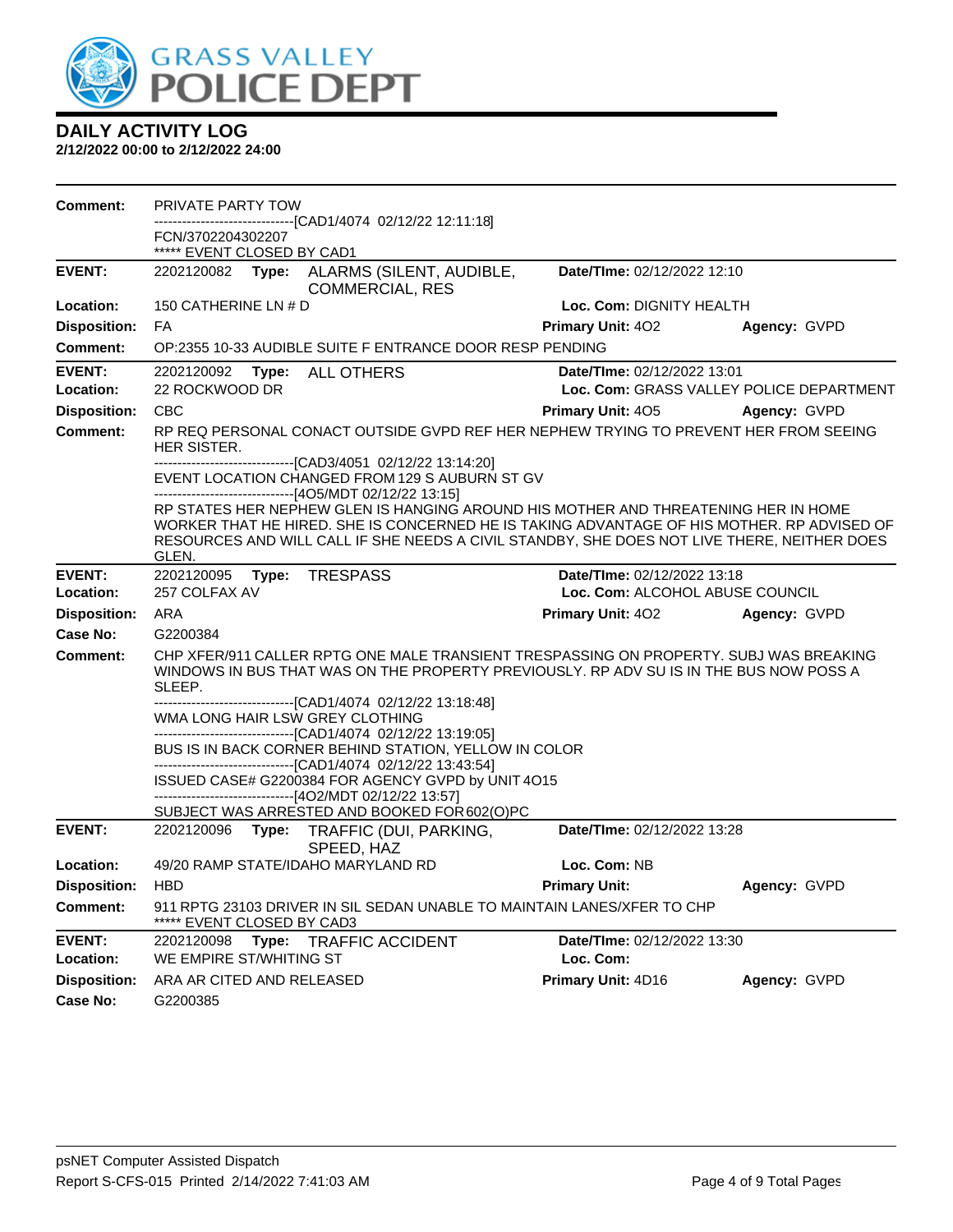# DAILY ACTIVITY LOG

**2/12/2022 00:00 to 2/12/2022 24:00**

**Comment:** PRIVATE PARTY TOW
------------------------------[CAD1/4074 02/12/22 12:11:18]
FCN/3702204302207
***** EVENT CLOSED BY CAD1

| | | | |
|---|---|---|---|
| **EVENT:** | 2202120082 **Type:** ALARMS (SILENT, AUDIBLE, COMMERCIAL, RES | **Date/TIme:** 02/12/2022 12:10 | |
| **Location:** | 150 CATHERINE LN # D | **Loc. Com:** DIGNITY HEALTH | |
| **Disposition:** | FA | **Primary Unit:** 4O2 | **Agency:** GVPD |

**Comment:** OP:2355 10-33 AUDIBLE SUITE F ENTRANCE DOOR RESP PENDING

| | | | |
|---|---|---|---|
| **EVENT:** | 2202120092 **Type:** ALL OTHERS | **Date/TIme:** 02/12/2022 13:01 | |
| **Location:** | 22 ROCKWOOD DR | **Loc. Com:** GRASS VALLEY POLICE DEPARTMENT | |
| **Disposition:** | CBC | **Primary Unit:** 4O5 | **Agency:** GVPD |

**Comment:** RP REQ PERSONAL CONACT OUTSIDE GVPD REF HER NEPHEW TRYING TO PREVENT HER FROM SEEING HER SISTER.
------------------------------[CAD3/4051 02/12/22 13:14:20]
EVENT LOCATION CHANGED FROM 129 S AUBURN ST GV
------------------------------[4O5/MDT 02/12/22 13:15]
RP STATES HER NEPHEW GLEN IS HANGING AROUND HIS MOTHER AND THREATENING HER IN HOME WORKER THAT HE HIRED. SHE IS CONCERNED HE IS TAKING ADVANTAGE OF HIS MOTHER. RP ADVISED OF RESOURCES AND WILL CALL IF SHE NEEDS A CIVIL STANDBY, SHE DOES NOT LIVE THERE, NEITHER DOES GLEN.

| | | | |
|---|---|---|---|
| **EVENT:** | 2202120095 **Type:** TRESPASS | **Date/TIme:** 02/12/2022 13:18 | |
| **Location:** | 257 COLFAX AV | **Loc. Com:** ALCOHOL ABUSE COUNCIL | |
| **Disposition:** | ARA | **Primary Unit:** 4O2 | **Agency:** GVPD |
| **Case No:** | G2200384 | | |

**Comment:** CHP XFER/911 CALLER RPTG ONE MALE TRANSIENT TRESPASSING ON PROPERTY. SUBJ WAS BREAKING WINDOWS IN BUS THAT WAS ON THE PROPERTY PREVIOUSLY. RP ADV SU IS IN THE BUS NOW POSS A SLEEP.
------------------------------[CAD1/4074 02/12/22 13:18:48]
WMA LONG HAIR LSW GREY CLOTHING
------------------------------[CAD1/4074 02/12/22 13:19:05]
BUS IS IN BACK CORNER BEHIND STATION, YELLOW IN COLOR
------------------------------[CAD1/4074 02/12/22 13:43:54]
ISSUED CASE# G2200384 FOR AGENCY GVPD by UNIT 4O15
------------------------------[4O2/MDT 02/12/22 13:57]
SUBJECT WAS ARRESTED AND BOOKED FOR 602(O)PC

| | | | |
|---|---|---|---|
| **EVENT:** | 2202120096 **Type:** TRAFFIC (DUI, PARKING, SPEED, HAZ | **Date/TIme:** 02/12/2022 13:28 | |
| **Location:** | 49/20 RAMP STATE/IDAHO MARYLAND RD | **Loc. Com:** NB | |
| **Disposition:** | HBD | **Primary Unit:** | **Agency:** GVPD |

**Comment:** 911 RPTG 23103 DRIVER IN SIL SEDAN UNABLE TO MAINTAIN LANES/XFER TO CHP
***** EVENT CLOSED BY CAD3

| | | | |
|---|---|---|---|
| **EVENT:** | 2202120098 **Type:** TRAFFIC ACCIDENT | **Date/TIme:** 02/12/2022 13:30 | |
| **Location:** | WE EMPIRE ST/WHITING ST | **Loc. Com:** | |
| **Disposition:** | ARA AR CITED AND RELEASED | **Primary Unit:** 4D16 | **Agency:** GVPD |
| **Case No:** | G2200385 | | |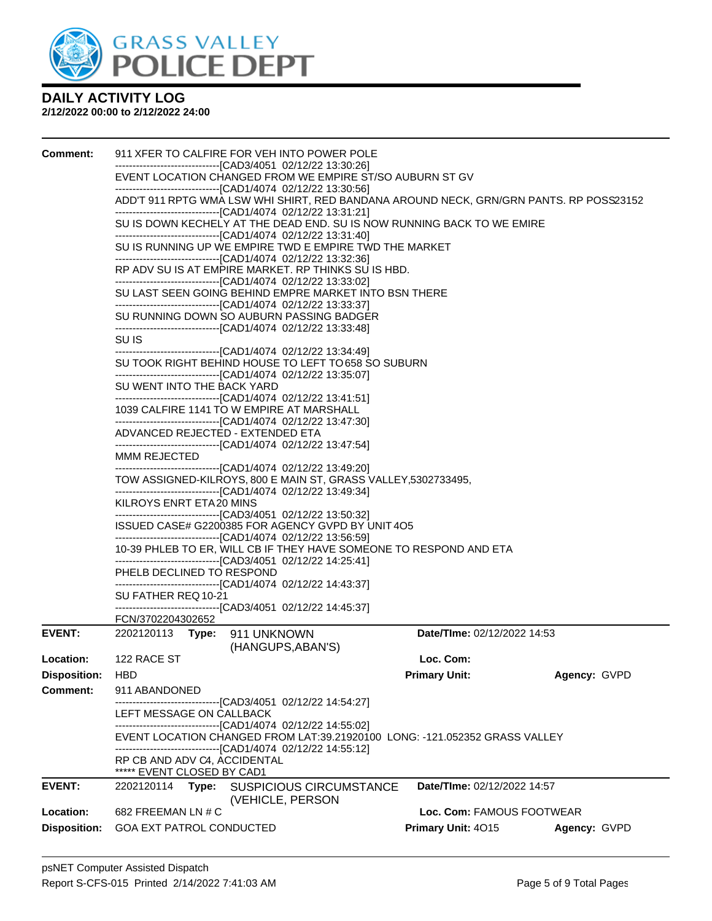# DAILY ACTIVITY LOG

**2/12/2022 00:00 to 2/12/2022 24:00**

**Comment:** 911 XFER TO CALFIRE FOR VEH INTO POWER POLE
------------------------------[CAD3/4051 02/12/22 13:30:26]
EVENT LOCATION CHANGED FROM WE EMPIRE ST/SO AUBURN ST GV
------------------------------[CAD1/4074 02/12/22 13:30:56]
ADD'T 911 RPTG WMA LSW WHI SHIRT, RED BANDANA AROUND NECK, GRN/GRN PANTS. RP POSS23152
------------------------------[CAD1/4074 02/12/22 13:31:21]
SU IS DOWN KECHELY AT THE DEAD END. SU IS NOW RUNNING BACK TO WE EMIRE
------------------------------[CAD1/4074 02/12/22 13:31:40]
SU IS RUNNING UP WE EMPIRE TWD E EMPIRE TWD THE MARKET
------------------------------[CAD1/4074 02/12/22 13:32:36]
RP ADV SU IS AT EMPIRE MARKET. RP THINKS SU IS HBD.
------------------------------[CAD1/4074 02/12/22 13:33:02]
SU LAST SEEN GOING BEHIND EMPRE MARKET INTO BSN THERE
------------------------------[CAD1/4074 02/12/22 13:33:37]
SU RUNNING DOWN SO AUBURN PASSING BADGER
------------------------------[CAD1/4074 02/12/22 13:33:48]
SU IS
------------------------------[CAD1/4074 02/12/22 13:34:49]
SU TOOK RIGHT BEHIND HOUSE TO LEFT TO 658 SO SUBURN
------------------------------[CAD1/4074 02/12/22 13:35:07]
SU WENT INTO THE BACK YARD
------------------------------[CAD1/4074 02/12/22 13:41:51]
1039 CALFIRE 1141 TO W EMPIRE AT MARSHALL
------------------------------[CAD1/4074 02/12/22 13:47:30]
ADVANCED REJECTED - EXTENDED ETA
------------------------------[CAD1/4074 02/12/22 13:47:54]
MMM REJECTED
------------------------------[CAD1/4074 02/12/22 13:49:20]
TOW ASSIGNED-KILROYS, 800 E MAIN ST, GRASS VALLEY,5302733495,
------------------------------[CAD1/4074 02/12/22 13:49:34]
KILROYS ENRT ETA 20 MINS
------------------------------[CAD3/4051 02/12/22 13:50:32]
ISSUED CASE# G2200385 FOR AGENCY GVPD BY UNIT 4O5
------------------------------[CAD1/4074 02/12/22 13:56:59]
10-39 PHLEB TO ER, WILL CB IF THEY HAVE SOMEONE TO RESPOND AND ETA
------------------------------[CAD3/4051 02/12/22 14:25:41]
PHELB DECLINED TO RESPOND
------------------------------[CAD1/4074 02/12/22 14:43:37]
SU FATHER REQ 10-21
------------------------------[CAD3/4051 02/12/22 14:45:37]
FCN/3702204302652

---

**EVENT:** 2202120113 **Type:** 911 UNKNOWN (HANGUPS,ABAN'S) **Date/TIme:** 02/12/2022 14:53
**Location:** 122 RACE ST **Loc. Com:**
**Disposition:** HBD **Primary Unit:** **Agency:** GVPD
**Comment:** 911 ABANDONED
------------------------------[CAD3/4051 02/12/22 14:54:27]
LEFT MESSAGE ON CALLBACK
------------------------------[CAD1/4074 02/12/22 14:55:02]
EVENT LOCATION CHANGED FROM LAT:39.21920100 LONG: -121.052352 GRASS VALLEY
------------------------------[CAD1/4074 02/12/22 14:55:12]
RP CB AND ADV C4, ACCIDENTAL
\*\*\*\*\* EVENT CLOSED BY CAD1

---

**EVENT:** 2202120114 **Type:** SUSPICIOUS CIRCUMSTANCE (VEHICLE, PERSON **Date/TIme:** 02/12/2022 14:57
**Location:** 682 FREEMAN LN # C **Loc. Com:** FAMOUS FOOTWEAR
**Disposition:** GOA EXT PATROL CONDUCTED **Primary Unit:** 4O15 **Agency:** GVPD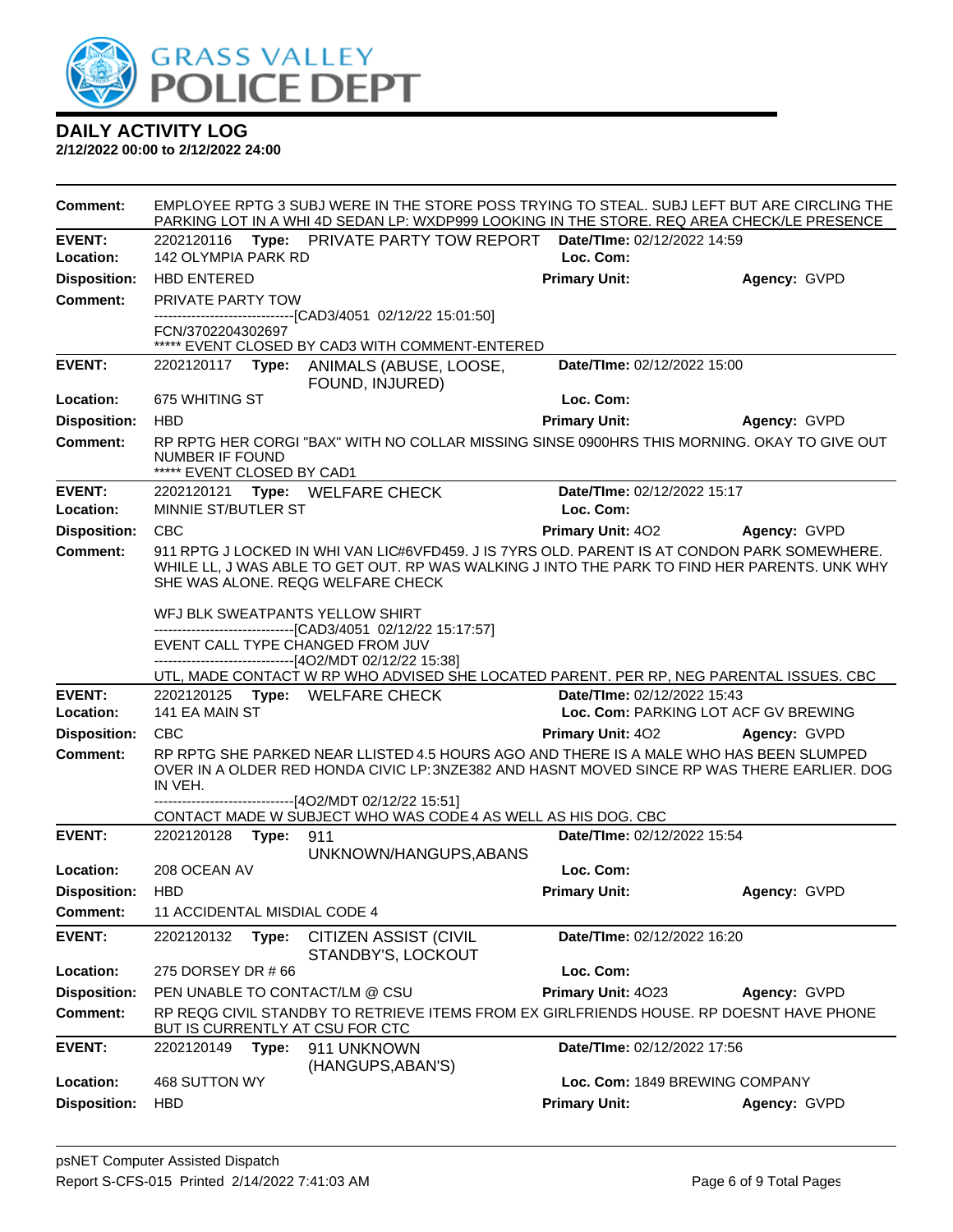# GRASS VALLEY POLICE DEPT

## DAILY ACTIVITY LOG

**2/12/2022 00:00 to 2/12/2022 24:00**

**Comment:** EMPLOYEE RPTG 3 SUBJ WERE IN THE STORE POSS TRYING TO STEAL. SUBJ LEFT BUT ARE CIRCLING THE PARKING LOT IN A WHI 4D SEDAN LP: WXDP999 LOOKING IN THE STORE. REQ AREA CHECK/LE PRESENCE

---

**EVENT:** 2202120116 **Type:** PRIVATE PARTY TOW REPORT **Date/TIme:** 02/12/2022 14:59
**Location:** 142 OLYMPIA PARK RD **Loc. Com:**
**Disposition:** HBD ENTERED **Primary Unit:** **Agency:** GVPD
**Comment:** PRIVATE PARTY TOW
------------------------------[CAD3/4051 02/12/22 15:01:50]
FCN/3702204302697
***** EVENT CLOSED BY CAD3 WITH COMMENT-ENTERED

---

**EVENT:** 2202120117 **Type:** ANIMALS (ABUSE, LOOSE, FOUND, INJURED) **Date/TIme:** 02/12/2022 15:00
**Location:** 675 WHITING ST **Loc. Com:**
**Disposition:** HBD **Primary Unit:** **Agency:** GVPD
**Comment:** RP RPTG HER CORGI "BAX" WITH NO COLLAR MISSING SINSE 0900HRS THIS MORNING. OKAY TO GIVE OUT NUMBER IF FOUND
***** EVENT CLOSED BY CAD1

---

**EVENT:** 2202120121 **Type:** WELFARE CHECK **Date/TIme:** 02/12/2022 15:17
**Location:** MINNIE ST/BUTLER ST **Loc. Com:**
**Disposition:** CBC **Primary Unit:** 4O2 **Agency:** GVPD
**Comment:** 911 RPTG J LOCKED IN WHI VAN LIC#6VFD459. J IS 7YRS OLD. PARENT IS AT CONDON PARK SOMEWHERE. WHILE LL, J WAS ABLE TO GET OUT. RP WAS WALKING J INTO THE PARK TO FIND HER PARENTS. UNK WHY SHE WAS ALONE. REQG WELFARE CHECK

WFJ BLK SWEATPANTS YELLOW SHIRT
------------------------------[CAD3/4051 02/12/22 15:17:57]
EVENT CALL TYPE CHANGED FROM JUV
------------------------------[4O2/MDT 02/12/22 15:38]
UTL, MADE CONTACT W RP WHO ADVISED SHE LOCATED PARENT. PER RP, NEG PARENTAL ISSUES. CBC

---

**EVENT:** 2202120125 **Type:** WELFARE CHECK **Date/TIme:** 02/12/2022 15:43
**Location:** 141 EA MAIN ST **Loc. Com:** PARKING LOT ACF GV BREWING
**Disposition:** CBC **Primary Unit:** 4O2 **Agency:** GVPD
**Comment:** RP RPTG SHE PARKED NEAR LLISTED 4.5 HOURS AGO AND THERE IS A MALE WHO HAS BEEN SLUMPED OVER IN A OLDER RED HONDA CIVIC LP:3NZE382 AND HASNT MOVED SINCE RP WAS THERE EARLIER. DOG IN VEH.
------------------------------[4O2/MDT 02/12/22 15:51]
CONTACT MADE W SUBJECT WHO WAS CODE 4 AS WELL AS HIS DOG. CBC

---

**EVENT:** 2202120128 **Type:** 911 UNKNOWN/HANGUPS,ABANS **Date/TIme:** 02/12/2022 15:54
**Location:** 208 OCEAN AV **Loc. Com:**
**Disposition:** HBD **Primary Unit:** **Agency:** GVPD
**Comment:** 11 ACCIDENTAL MISDIAL CODE 4

---

**EVENT:** 2202120132 **Type:** CITIZEN ASSIST (CIVIL STANDBY'S, LOCKOUT **Date/TIme:** 02/12/2022 16:20
**Location:** 275 DORSEY DR # 66 **Loc. Com:**
**Disposition:** PEN UNABLE TO CONTACT/LM @ CSU **Primary Unit:** 4O23 **Agency:** GVPD
**Comment:** RP REQG CIVIL STANDBY TO RETRIEVE ITEMS FROM EX GIRLFRIENDS HOUSE. RP DOESNT HAVE PHONE BUT IS CURRENTLY AT CSU FOR CTC

---

**EVENT:** 2202120149 **Type:** 911 UNKNOWN (HANGUPS,ABAN'S) **Date/TIme:** 02/12/2022 17:56
**Location:** 468 SUTTON WY **Loc. Com:** 1849 BREWING COMPANY
**Disposition:** HBD **Primary Unit:** **Agency:** GVPD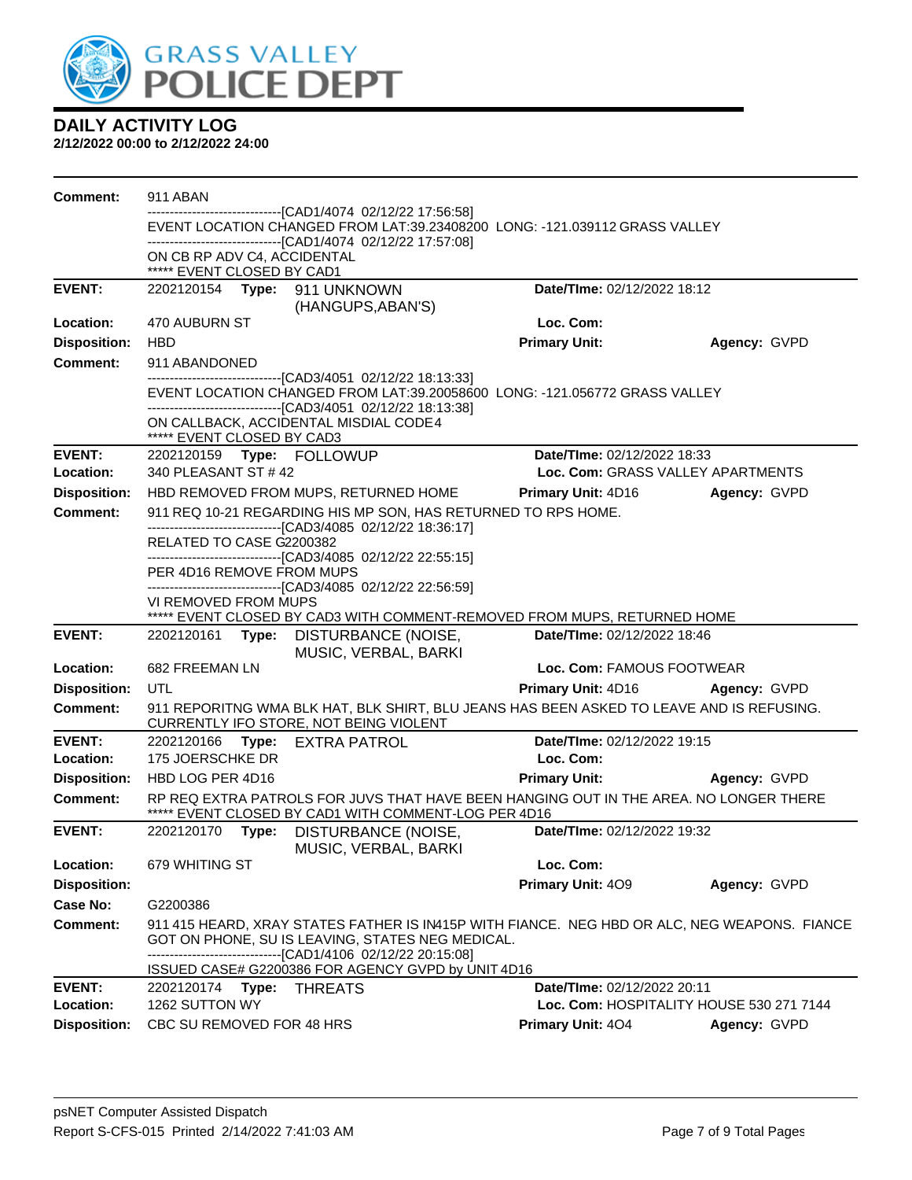# GRASS VALLEY POLICE DEPT

## DAILY ACTIVITY LOG

**2/12/2022 00:00 to 2/12/2022 24:00**

**Comment:** 911 ABAN
------------------------------[CAD1/4074 02/12/22 17:56:58]
EVENT LOCATION CHANGED FROM LAT:39.23408200 LONG: -121.039112 GRASS VALLEY
------------------------------[CAD1/4074 02/12/22 17:57:08]
ON CB RP ADV C4, ACCIDENTAL
***** EVENT CLOSED BY CAD1

---

**EVENT:** 2202120154 **Type:** 911 UNKNOWN (HANGUPS,ABAN'S) **Date/TIme:** 02/12/2022 18:12
**Location:** 470 AUBURN ST **Loc. Com:**
**Disposition:** HBD **Primary Unit:** **Agency:** GVPD
**Comment:** 911 ABANDONED
------------------------------[CAD3/4051 02/12/22 18:13:33]
EVENT LOCATION CHANGED FROM LAT:39.20058600 LONG: -121.056772 GRASS VALLEY
------------------------------[CAD3/4051 02/12/22 18:13:38]
ON CALLBACK, ACCIDENTAL MISDIAL CODE4
***** EVENT CLOSED BY CAD3

---

**EVENT:** 2202120159 **Type:** FOLLOWUP **Date/TIme:** 02/12/2022 18:33
**Location:** 340 PLEASANT ST # 42 **Loc. Com:** GRASS VALLEY APARTMENTS
**Disposition:** HBD REMOVED FROM MUPS, RETURNED HOME **Primary Unit:** 4D16 **Agency:** GVPD
**Comment:** 911 REQ 10-21 REGARDING HIS MP SON, HAS RETURNED TO RPS HOME.
------------------------------[CAD3/4085 02/12/22 18:36:17]
RELATED TO CASE G2200382
------------------------------[CAD3/4085 02/12/22 22:55:15]
PER 4D16 REMOVE FROM MUPS
------------------------------[CAD3/4085 02/12/22 22:56:59]
VI REMOVED FROM MUPS
***** EVENT CLOSED BY CAD3 WITH COMMENT-REMOVED FROM MUPS, RETURNED HOME

---

**EVENT:** 2202120161 **Type:** DISTURBANCE (NOISE, MUSIC, VERBAL, BARKI **Date/TIme:** 02/12/2022 18:46
**Location:** 682 FREEMAN LN **Loc. Com:** FAMOUS FOOTWEAR
**Disposition:** UTL **Primary Unit:** 4D16 **Agency:** GVPD
**Comment:** 911 REPORITNG WMA BLK HAT, BLK SHIRT, BLU JEANS HAS BEEN ASKED TO LEAVE AND IS REFUSING. CURRENTLY IFO STORE, NOT BEING VIOLENT

---

**EVENT:** 2202120166 **Type:** EXTRA PATROL **Date/TIme:** 02/12/2022 19:15
**Location:** 175 JOERSCHKE DR **Loc. Com:**
**Disposition:** HBD LOG PER 4D16 **Primary Unit:** **Agency:** GVPD
**Comment:** RP REQ EXTRA PATROLS FOR JUVS THAT HAVE BEEN HANGING OUT IN THE AREA. NO LONGER THERE
***** EVENT CLOSED BY CAD1 WITH COMMENT-LOG PER 4D16

---

**EVENT:** 2202120170 **Type:** DISTURBANCE (NOISE, MUSIC, VERBAL, BARKI **Date/TIme:** 02/12/2022 19:32
**Location:** 679 WHITING ST **Loc. Com:**
**Disposition:** **Primary Unit:** 4O9 **Agency:** GVPD
**Case No:** G2200386
**Comment:** 911 415 HEARD, XRAY STATES FATHER IS IN415P WITH FIANCE. NEG HBD OR ALC, NEG WEAPONS. FIANCE GOT ON PHONE, SU IS LEAVING, STATES NEG MEDICAL.
------------------------------[CAD1/4106 02/12/22 20:15:08]
ISSUED CASE# G2200386 FOR AGENCY GVPD by UNIT 4D16

---

**EVENT:** 2202120174 **Type:** THREATS **Date/TIme:** 02/12/2022 20:11
**Location:** 1262 SUTTON WY **Loc. Com:** HOSPITALITY HOUSE 530 271 7144
**Disposition:** CBC SU REMOVED FOR 48 HRS **Primary Unit:** 4O4 **Agency:** GVPD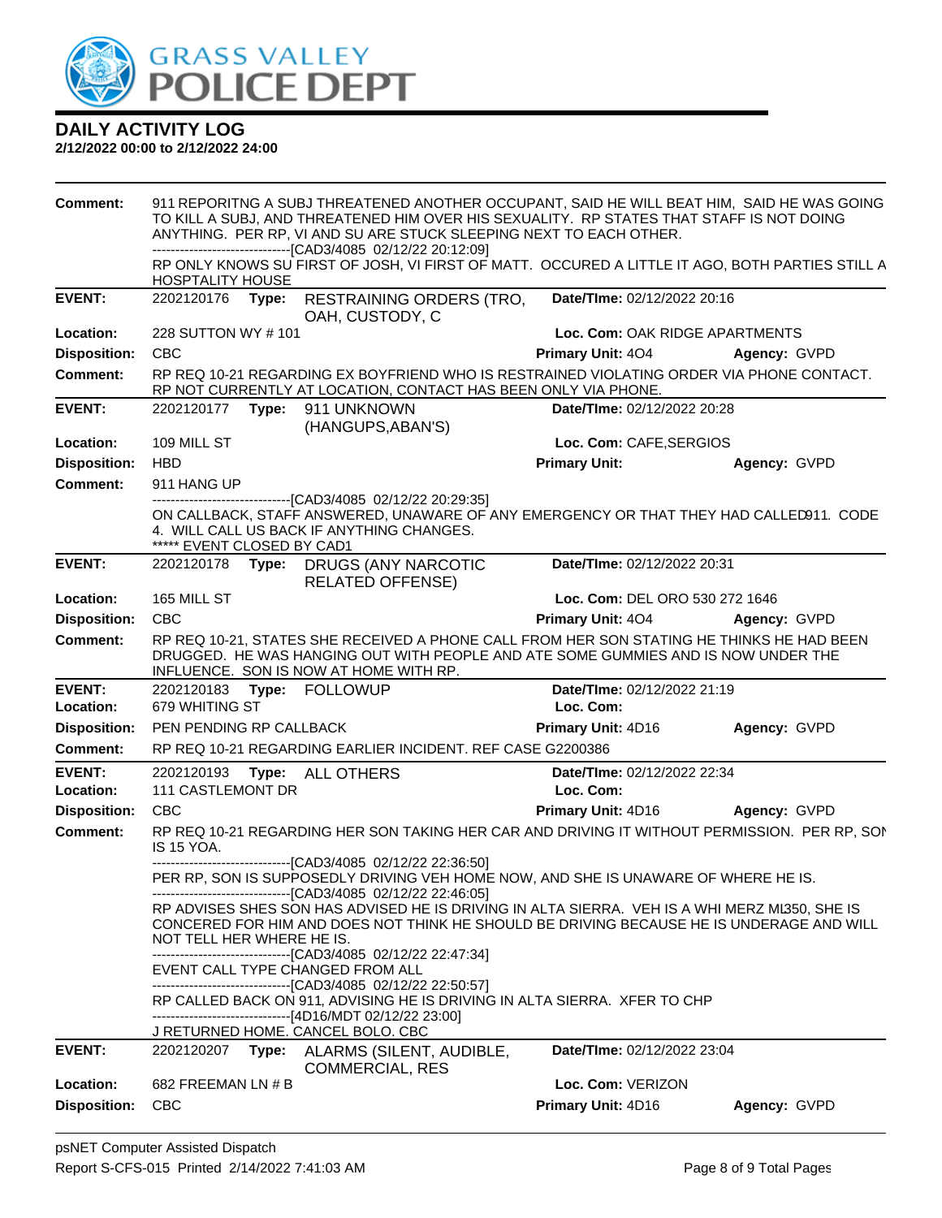**GRASS VALLEY POLICE DEPT**

## DAILY ACTIVITY LOG

**2/12/2022 00:00 to 2/12/2022 24:00**

**Comment:** 911 REPORITNG A SUBJ THREATENED ANOTHER OCCUPANT, SAID HE WILL BEAT HIM, SAID HE WAS GOING TO KILL A SUBJ, AND THREATENED HIM OVER HIS SEXUALITY. RP STATES THAT STAFF IS NOT DOING ANYTHING. PER RP, VI AND SU ARE STUCK SLEEPING NEXT TO EACH OTHER.
------------------------------[CAD3/4085 02/12/22 20:12:09]
RP ONLY KNOWS SU FIRST OF JOSH, VI FIRST OF MATT. OCCURED A LITTLE IT AGO, BOTH PARTIES STILL A HOSPTALITY HOUSE

---

**EVENT:** 2202120176 **Type:** RESTRAINING ORDERS (TRO, OAH, CUSTODY, C **Date/TIme:** 02/12/2022 20:16
**Location:** 228 SUTTON WY # 101 **Loc. Com:** OAK RIDGE APARTMENTS
**Disposition:** CBC **Primary Unit:** 4O4 **Agency:** GVPD
**Comment:** RP REQ 10-21 REGARDING EX BOYFRIEND WHO IS RESTRAINED VIOLATING ORDER VIA PHONE CONTACT. RP NOT CURRENTLY AT LOCATION, CONTACT HAS BEEN ONLY VIA PHONE.

---

**EVENT:** 2202120177 **Type:** 911 UNKNOWN (HANGUPS,ABAN'S) **Date/TIme:** 02/12/2022 20:28
**Location:** 109 MILL ST **Loc. Com:** CAFE,SERGIOS
**Disposition:** HBD **Primary Unit:** **Agency:** GVPD
**Comment:** 911 HANG UP
------------------------------[CAD3/4085 02/12/22 20:29:35]
ON CALLBACK, STAFF ANSWERED, UNAWARE OF ANY EMERGENCY OR THAT THEY HAD CALLED911. CODE 4. WILL CALL US BACK IF ANYTHING CHANGES.
***** EVENT CLOSED BY CAD1

---

**EVENT:** 2202120178 **Type:** DRUGS (ANY NARCOTIC RELATED OFFENSE) **Date/TIme:** 02/12/2022 20:31
**Location:** 165 MILL ST **Loc. Com:** DEL ORO 530 272 1646
**Disposition:** CBC **Primary Unit:** 4O4 **Agency:** GVPD
**Comment:** RP REQ 10-21, STATES SHE RECEIVED A PHONE CALL FROM HER SON STATING HE THINKS HE HAD BEEN DRUGGED. HE WAS HANGING OUT WITH PEOPLE AND ATE SOME GUMMIES AND IS NOW UNDER THE INFLUENCE. SON IS NOW AT HOME WITH RP.

---

**EVENT:** 2202120183 **Type:** FOLLOWUP **Date/TIme:** 02/12/2022 21:19
**Location:** 679 WHITING ST **Loc. Com:**
**Disposition:** PEN PENDING RP CALLBACK **Primary Unit:** 4D16 **Agency:** GVPD
**Comment:** RP REQ 10-21 REGARDING EARLIER INCIDENT. REF CASE G2200386

---

**EVENT:** 2202120193 **Type:** ALL OTHERS **Date/TIme:** 02/12/2022 22:34
**Location:** 111 CASTLEMONT DR **Loc. Com:**
**Disposition:** CBC **Primary Unit:** 4D16 **Agency:** GVPD
**Comment:** RP REQ 10-21 REGARDING HER SON TAKING HER CAR AND DRIVING IT WITHOUT PERMISSION. PER RP, SON IS 15 YOA.
------------------------------[CAD3/4085 02/12/22 22:36:50]
PER RP, SON IS SUPPOSEDLY DRIVING VEH HOME NOW, AND SHE IS UNAWARE OF WHERE HE IS.
------------------------------[CAD3/4085 02/12/22 22:46:05]
RP ADVISES SHES SON HAS ADVISED HE IS DRIVING IN ALTA SIERRA. VEH IS A WHI MERZ ML350, SHE IS CONCERED FOR HIM AND DOES NOT THINK HE SHOULD BE DRIVING BECAUSE HE IS UNDERAGE AND WILL NOT TELL HER WHERE HE IS.
------------------------------[CAD3/4085 02/12/22 22:47:34]
EVENT CALL TYPE CHANGED FROM ALL
------------------------------[CAD3/4085 02/12/22 22:50:57]
RP CALLED BACK ON 911, ADVISING HE IS DRIVING IN ALTA SIERRA. XFER TO CHP
------------------------------[4D16/MDT 02/12/22 23:00]
J RETURNED HOME. CANCEL BOLO. CBC

---

**EVENT:** 2202120207 **Type:** ALARMS (SILENT, AUDIBLE, COMMERCIAL, RES **Date/TIme:** 02/12/2022 23:04
**Location:** 682 FREEMAN LN # B **Loc. Com:** VERIZON
**Disposition:** CBC **Primary Unit:** 4D16 **Agency:** GVPD

psNET Computer Assisted Dispatch
Report S-CFS-015 Printed 2/14/2022 7:41:03 AM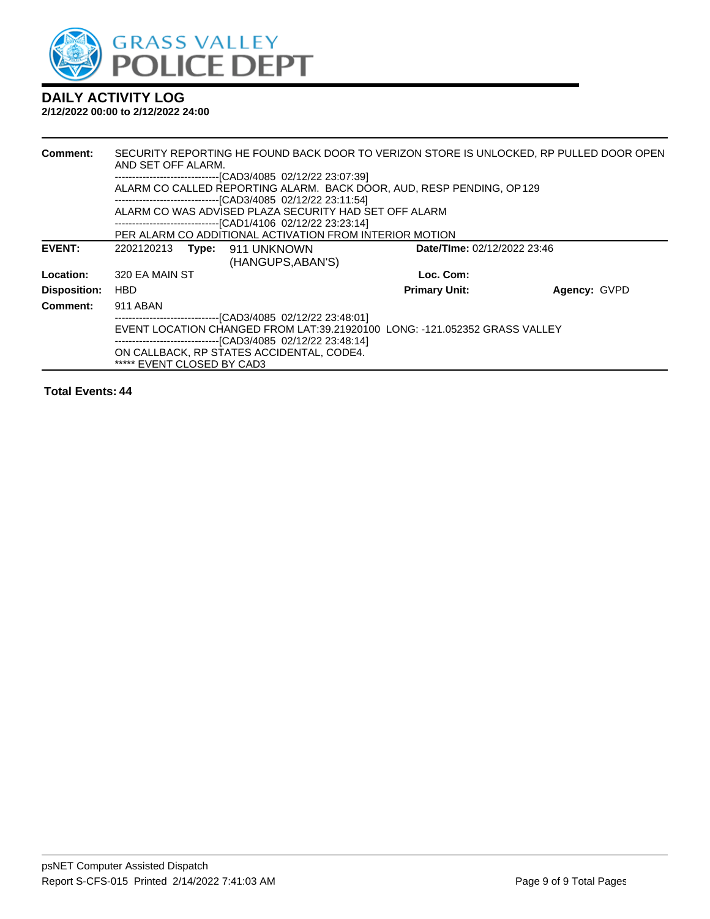**GRASS VALLEY POLICE DEPT**

## DAILY ACTIVITY LOG

**2/12/2022 00:00 to 2/12/2022 24:00**

**Comment:** SECURITY REPORTING HE FOUND BACK DOOR TO VERIZON STORE IS UNLOCKED, RP PULLED DOOR OPEN AND SET OFF ALARM.
------------------------------[CAD3/4085 02/12/22 23:07:39]
ALARM CO CALLED REPORTING ALARM. BACK DOOR, AUD, RESP PENDING, OP129
------------------------------[CAD3/4085 02/12/22 23:11:54]
ALARM CO WAS ADVISED PLAZA SECURITY HAD SET OFF ALARM
------------------------------[CAD1/4106 02/12/22 23:23:14]
PER ALARM CO ADDITIONAL ACTIVATION FROM INTERIOR MOTION

| | | | | |
|---|---|---|---|---|
| **EVENT:** | 2202120213 **Type:** 911 UNKNOWN (HANGUPS,ABAN'S) | | **Date/TIme:** 02/12/2022 23:46 | |
| **Location:** | 320 EA MAIN ST | | **Loc. Com:** | |
| **Disposition:** | HBD | | **Primary Unit:** | **Agency:** GVPD |

**Comment:** 911 ABAN
------------------------------[CAD3/4085 02/12/22 23:48:01]
EVENT LOCATION CHANGED FROM LAT:39.21920100 LONG: -121.052352 GRASS VALLEY
------------------------------[CAD3/4085 02/12/22 23:48:14]
ON CALLBACK, RP STATES ACCIDENTAL, CODE4.
***** EVENT CLOSED BY CAD3

**Total Events: 44**

psNET Computer Assisted Dispatch
Report S-CFS-015 Printed 2/14/2022 7:41:03 AM